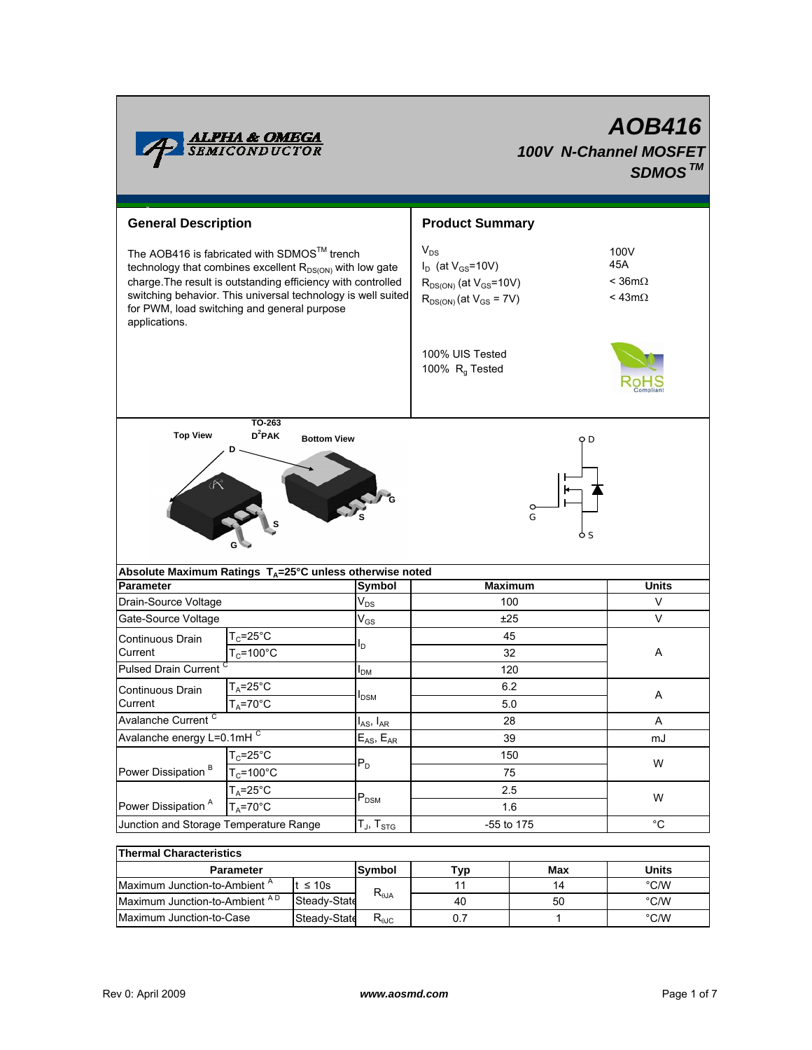# AOB416

## 100V N-Channel MOSFET

## SDMOS™

### General Description

The AOB416 is fabricated with SDMOS™ trench technology that combines excellent $R_{DS(ON)}$ with low gate charge.The result is outstanding switching efficiency with controlled switching behavior. This universal technology is well suited for PWM, load switching and general purpose applications.

### Product Summary

| | |
|---|---|
| $V_{DS}$ | 100V |
| $I_D$ (at $V_{GS}$=10V) | 45A |
| $R_{DS(ON)}$ (at $V_{GS}$=10V) | < 36mΩ |
| $R_{DS(ON)}$ (at $V_{GS}$ = 7V) | < 43mΩ |

100% UIS Tested
100% $R_g$ Tested

TO-263
D²PAK

Top View    Bottom View

D, G, S

**Absolute Maximum Ratings $T_A$=25°C unless otherwise noted**

| Parameter | | Symbol | Maximum | Units |
|---|---|---|---|---|
| Drain-Source Voltage | | $V_{DS}$ | 100 | V |
| Gate-Source Voltage | | $V_{GS}$ | ±25 | V |
| Continuous Drain Current | $T_C$=25°C | $I_D$ | 45 | A |
| | $T_C$=100°C | | 32 | |
| Pulsed Drain Current [C] | | $I_{DM}$ | 120 | |
| Continuous Drain Current | $T_A$=25°C | $I_{DSM}$ | 6.2 | A |
| | $T_A$=70°C | | 5.0 | |
| Avalanche Current [C] | | $I_{AS}$, $I_{AR}$ | 28 | A |
| Avalanche energy L=0.1mH [C] | | $E_{AS}$, $E_{AR}$ | 39 | mJ |
| Power Dissipation [B] | $T_C$=25°C | $P_D$ | 150 | W |
| | $T_C$=100°C | | 75 | |
| Power Dissipation [A] | $T_A$=25°C | $P_{DSM}$ | 2.5 | W |
| | $T_A$=70°C | | 1.6 | |
| Junction and Storage Temperature Range | | $T_J$, $T_{STG}$ | -55 to 175 | °C |

**Thermal Characteristics**

| Parameter | | Symbol | Typ | Max | Units |
|---|---|---|---|---|---|
| Maximum Junction-to-Ambient [A] | t ≤ 10s | $R_{\theta JA}$ | 11 | 14 | °C/W |
| Maximum Junction-to-Ambient [A D] | Steady-State | | 40 | 50 | °C/W |
| Maximum Junction-to-Case | Steady-State | $R_{\theta JC}$ | 0.7 | 1 | °C/W |

Rev 0: April 2009    www.aosmd.com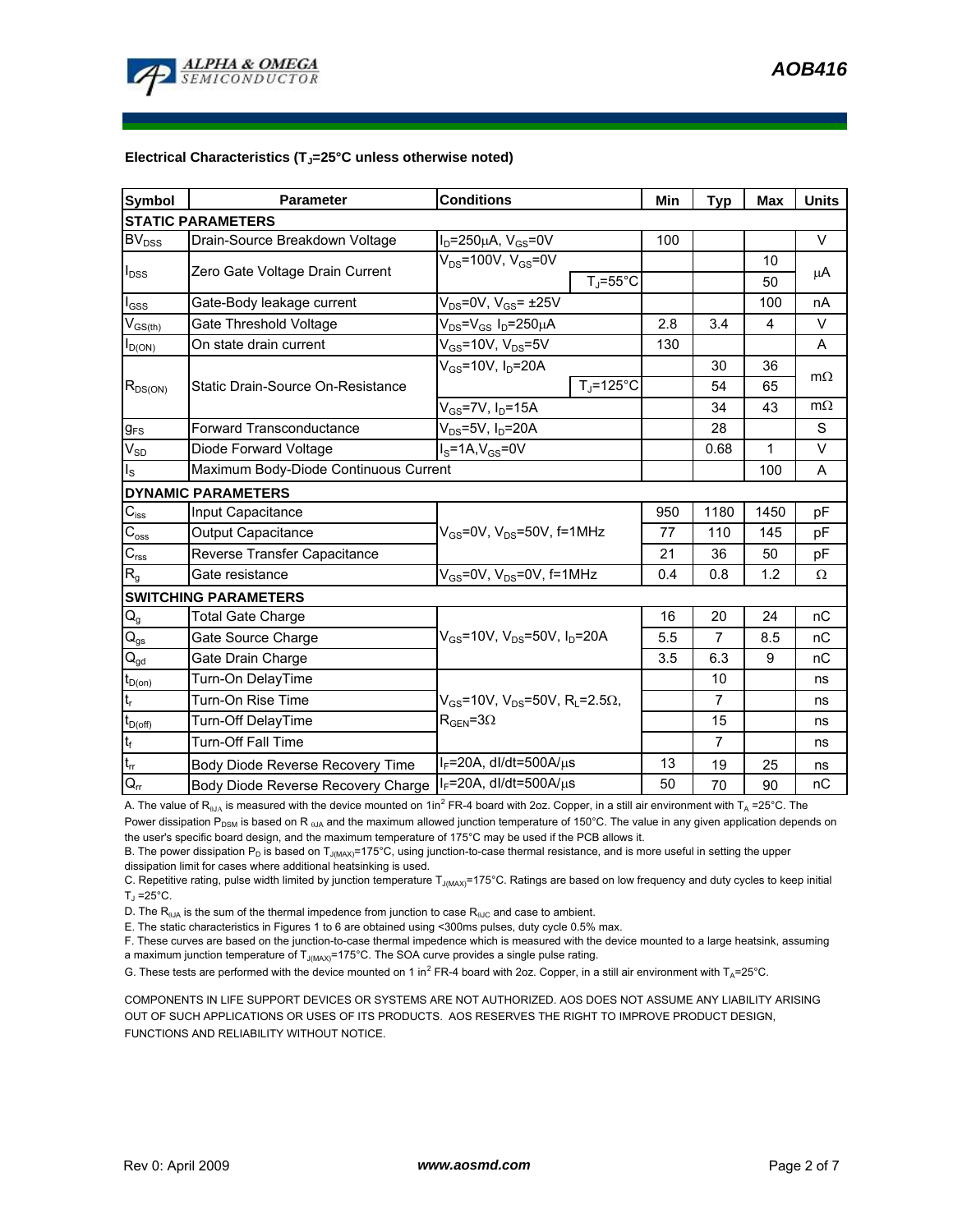**Electrical Characteristics ($T_J$=25°C unless noted otherwise)**

| Symbol | Parameter | Conditions | | Min | Typ | Max | Units |
|---|---|---|---|---|---|---|---|
| **STATIC PARAMETERS** | | | | | | | |
| $BV_{DSS}$ | Drain-Source Breakdown Voltage | $I_D$=250µA, $V_{GS}$=0V | | 100 | | | V |
| $I_{DSS}$ | Zero Gate Voltage Drain Current | $V_{DS}$=100V, $V_{GS}$=0V | | | | 10 | µA |
| | | | $T_J$=55°C | | | 50 | |
| $I_{GSS}$ | Gate-Body leakage current | $V_{DS}$=0V, $V_{GS}$= ±25V | | | | 100 | nA |
| $V_{GS(th)}$ | Gate Threshold Voltage | $V_{DS}$=$V_{GS}$ $I_D$=250µA | | 2.8 | 3.4 | 4 | V |
| $I_{D(ON)}$ | On state drain current | $V_{GS}$=10V, $V_{DS}$=5V | | 130 | | | A |
| $R_{DS(ON)}$ | Static Drain-Source On-Resistance | $V_{GS}$=10V, $I_D$=20A | | | 30 | 36 | mΩ |
| | | | $T_J$=125°C | | 54 | 65 | |
| | | $V_{GS}$=7V, $I_D$=15A | | | 34 | 43 | mΩ |
| $g_{FS}$ | Forward Transconductance | $V_{DS}$=5V, $I_D$=20A | | | 28 | | S |
| $V_{SD}$ | Diode Forward Voltage | $I_S$=1A,$V_{GS}$=0V | | | 0.68 | 1 | V |
| $I_S$ | Maximum Body-Diode Continuous Current | | | | | 100 | A |
| **DYNAMIC PARAMETERS** | | | | | | | |
| $C_{iss}$ | Input Capacitance | $V_{GS}$=0V, $V_{DS}$=50V, f=1MHz | | 950 | 1180 | 1450 | pF |
| $C_{oss}$ | Output Capacitance | | | 77 | 110 | 145 | pF |
| $C_{rss}$ | Reverse Transfer Capacitance | | | 21 | 36 | 50 | pF |
| $R_g$ | Gate resistance | $V_{GS}$=0V, $V_{DS}$=0V, f=1MHz | | 0.4 | 0.8 | 1.2 | Ω |
| **SWITCHING PARAMETERS** | | | | | | | |
| $Q_g$ | Total Gate Charge | $V_{GS}$=10V, $V_{DS}$=50V, $I_D$=20A | | 16 | 20 | 24 | nC |
| $Q_{gs}$ | Gate Source Charge | | | 5.5 | 7 | 8.5 | nC |
| $Q_{gd}$ | Gate Drain Charge | | | 3.5 | 6.3 | 9 | nC |
| $t_{D(on)}$ | Turn-On DelayTime | $V_{GS}$=10V, $V_{DS}$=50V, $R_L$=2.5Ω, $R_{GEN}$=3Ω | | | 10 | | ns |
| $t_r$ | Turn-On Rise Time | | | | 7 | | ns |
| $t_{D(off)}$ | Turn-Off DelayTime | | | | 15 | | ns |
| $t_f$ | Turn-Off Fall Time | | | | 7 | | ns |
| $t_{rr}$ | Body Diode Reverse Recovery Time | $I_F$=20A, dI/dt=500A/µs | | 13 | 19 | 25 | ns |
| $Q_{rr}$ | Body Diode Reverse Recovery Charge | $I_F$=20A, dI/dt=500A/µs | | 50 | 70 | 90 | nC |

A. The value of $R_{\theta JA}$ is measured with the device mounted on 1in$^2$ FR-4 board with 2oz. Copper, in a still air environment with $T_A$ =25°C. The Power dissipation $P_{DSM}$ is based on $R_{\theta JA}$ and the maximum allowed junction temperature of 150°C. The value in any given application depends on the user's specific board design, and the maximum temperature of 175°C may be used if the PCB allows it.

B. The power dissipation $P_D$ is based on $T_{J(MAX)}$=175°C, using junction-to-case thermal resistance, and is more useful in setting the upper dissipation limit for cases where additional heatsinking is used.

C. Repetitive rating, pulse width limited by junction temperature $T_{J(MAX)}$=175°C. Ratings are based on low frequency and duty cycles to keep initial $T_J$ =25°C.

D. The $R_{\theta JA}$ is the sum of the thermal impedence from junction to case $R_{\theta JC}$ and case to ambient.

E. The static characteristics in Figures 1 to 6 are obtained using <300ms pulses, duty cycle 0.5% max.

F. These curves are based on the junction-to-case thermal impedence which is measured with the device mounted to a large heatsink, assuming a maximum junction temperature of $T_{J(MAX)}$=175°C. The SOA curve provides a single pulse rating.

G. These tests are performed with the device mounted on 1 in$^2$ FR-4 board with 2oz. Copper, in a still air environment with $T_A$=25°C.

COMPONENTS IN LIFE SUPPORT DEVICES OR SYSTEMS ARE NOT AUTHORIZED. AOS DOES NOT ASSUME ANY LIABILITY ARISING OUT OF SUCH APPLICATIONS OR USES OF ITS PRODUCTS. AOS RESERVES THE RIGHT TO IMPROVE PRODUCT DESIGN, FUNCTIONS AND RELIABILITY WITHOUT NOTICE.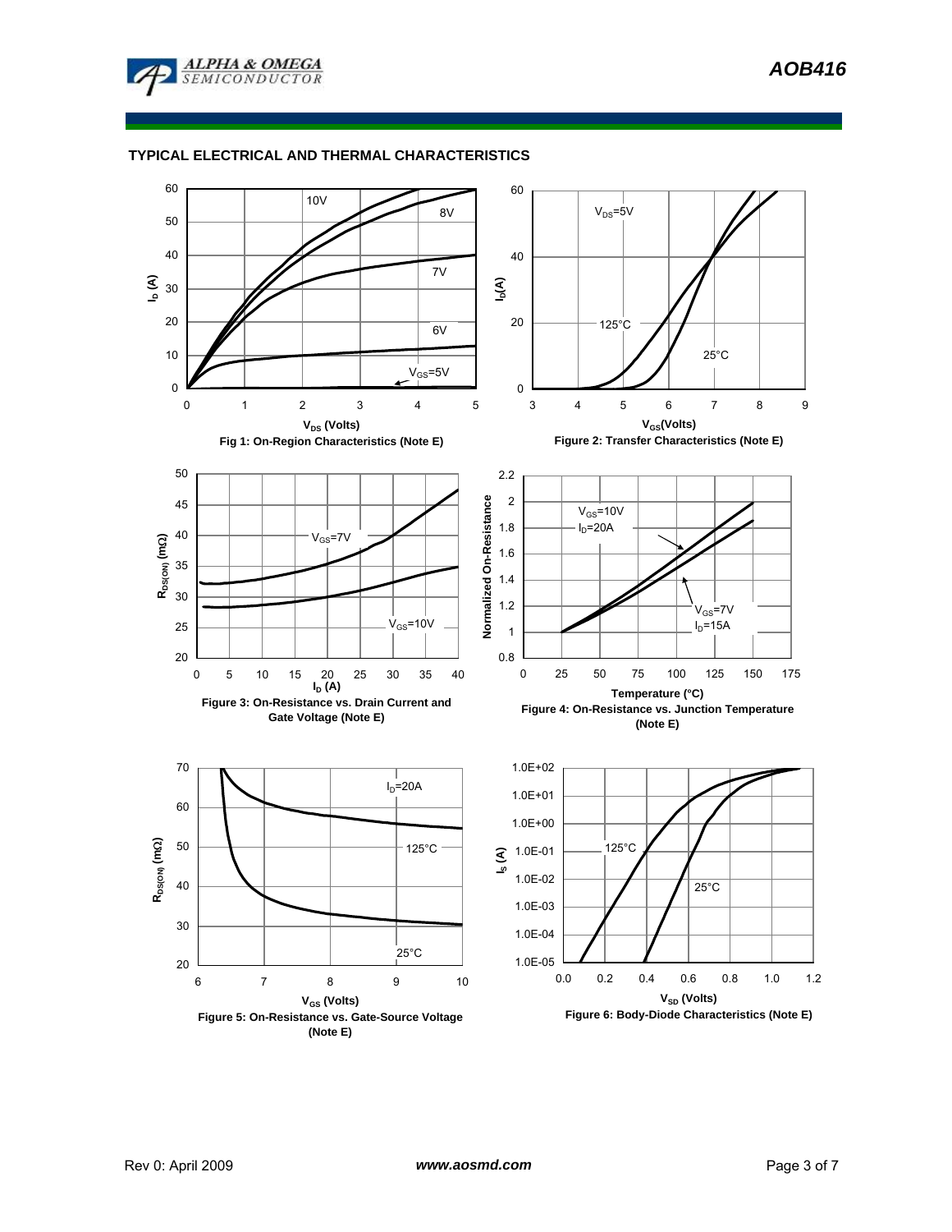## TYPICAL ELECTRICAL AND THERMAL CHARACTERISTICS

Fig 1: On-Region Characteristics (Note E)

Figure 2: Transfer Characteristics (Note E)

Figure 3: On-Resistance vs. Drain Current and Gate Voltage (Note E)

Figure 4: On-Resistance vs. Junction Temperature (Note E)

Figure 5: On-Resistance vs. Gate-Source Voltage (Note E)

Figure 6: Body-Diode Characteristics (Note E)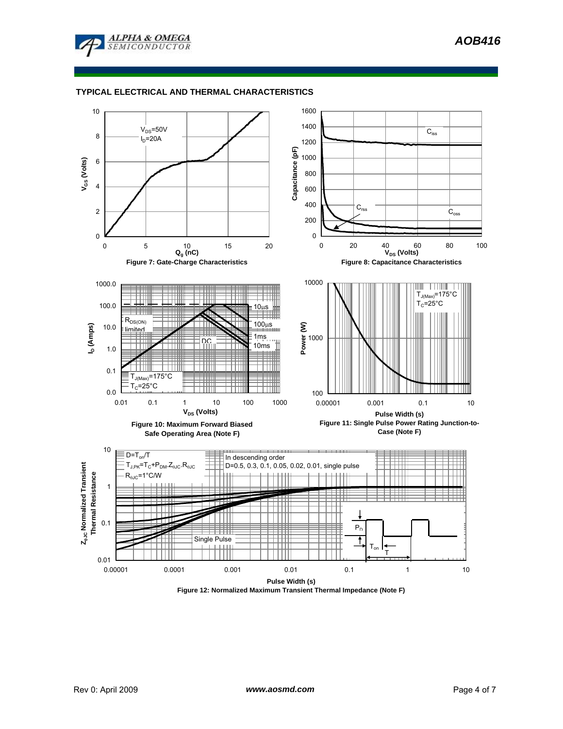## TYPICAL ELECTRICAL AND THERMAL CHARACTERISTICS

$V_{DS}$=50V
$I_D$=20A

Figure 7: Gate-Charge Characteristics

$C_{iss}$, $C_{oss}$, $C_{rss}$

Figure 8: Capacitance Characteristics

$R_{DS(ON)}$ limited
10µs, 100µs, 1ms, 10ms, DC
$T_{J(Max)}$=175°C
$T_C$=25°C

Figure 10: Maximum Forward Biased Safe Operating Area (Note F)

$T_{J(Max)}$=175°C
$T_C$=25°C

Figure 11: Single Pulse Power Rating Junction-to-Case (Note F)

$D=T_{on}/T$
$T_{J,PK}=T_C+P_{DM}.Z_{\theta JC}.R_{\theta JC}$
$R_{\theta JC}$=1°C/W

In descending order
D=0.5, 0.3, 0.1, 0.05, 0.02, 0.01, single pulse

Figure 12: Normalized Maximum Transient Thermal Impedance (Note F)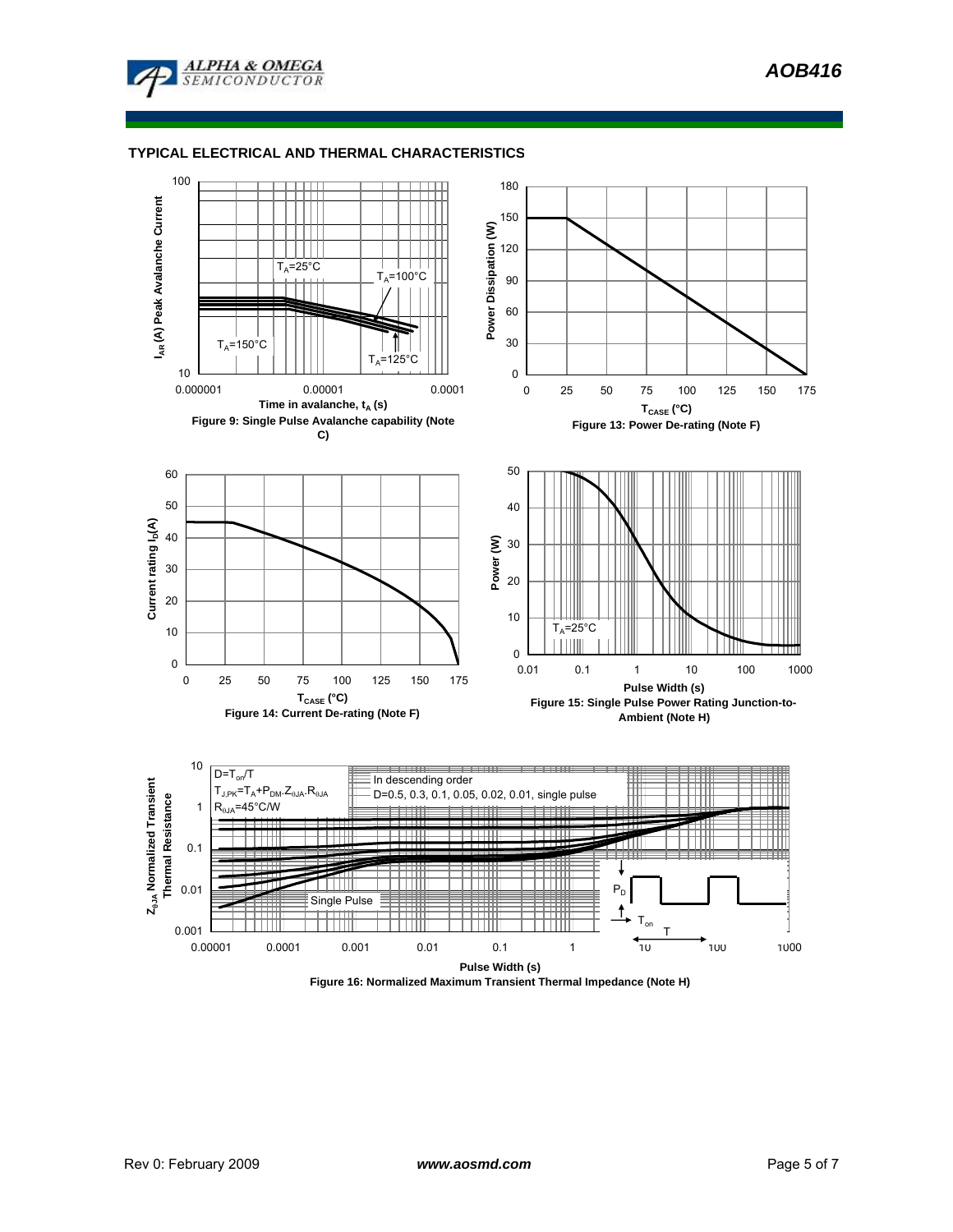## TYPICAL ELECTRICAL AND THERMAL CHARACTERISTICS

Figure 9: Single Pulse Avalanche capability (Note C)

Figure 13: Power De-rating (Note F)

Figure 14: Current De-rating (Note F)

Figure 15: Single Pulse Power Rating Junction-to-Ambient (Note H)

Figure 16: Normalized Maximum Transient Thermal Impedance (Note H)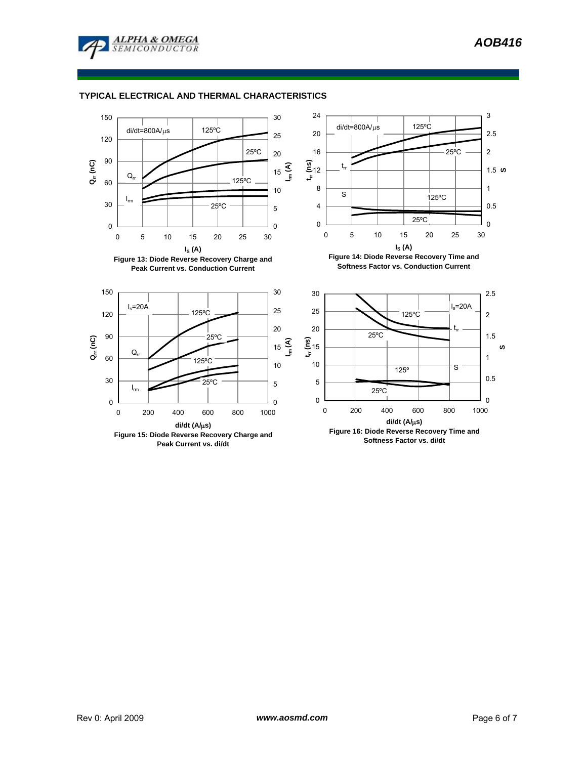## TYPICAL ELECTRICAL AND THERMAL CHARACTERISTICS

**Figure 13: Diode Reverse Recovery Charge and Peak Current vs. Conduction Current**

**Figure 14: Diode Reverse Recovery Time and Softness Factor vs. Conduction Current**

**Figure 15: Diode Reverse Recovery Charge and Peak Current vs. di/dt**

**Figure 16: Diode Reverse Recovery Time and Softness Factor vs. di/dt**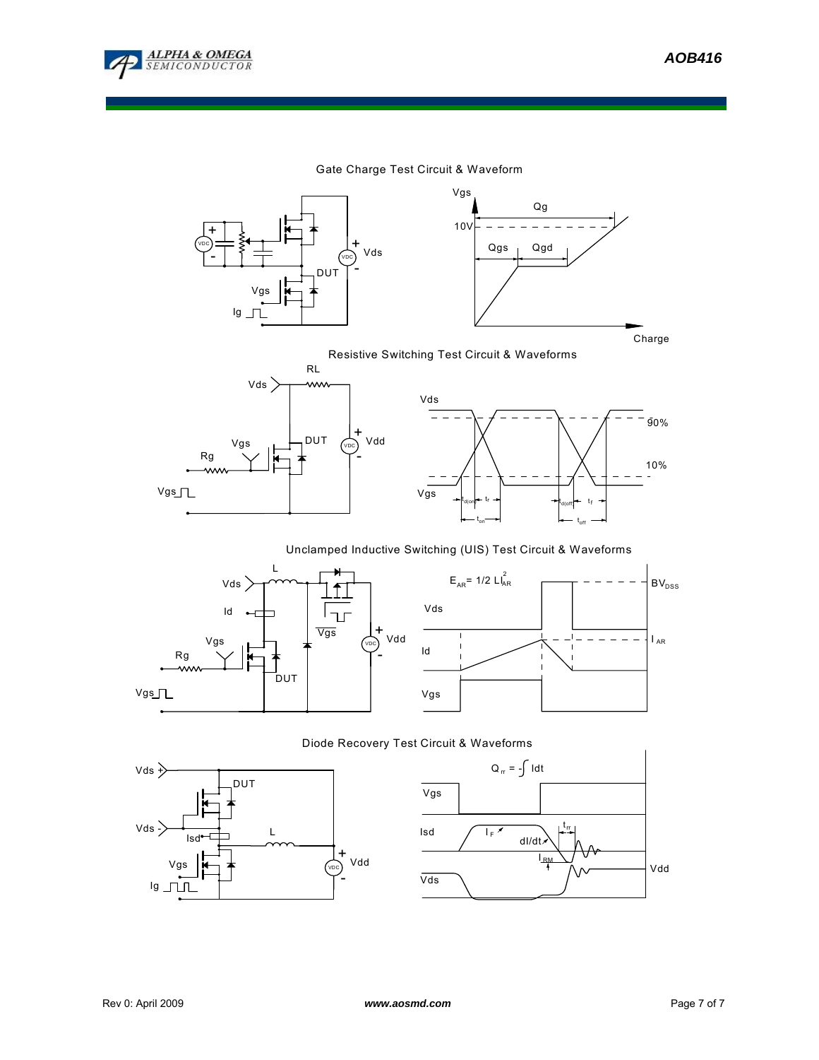## Gate Charge Test Circuit & Waveform

VDC
\+
\-
Vds
DUT
Vgs
Ig

Vgs
Qg
10V
Qgs
Qgd
Charge

## Resistive Switching Test Circuit & Waveforms

RL
Vds
Vgs
Rg
DUT
Vdd
VDC
Vgs

Vds
90%
10%
Vgs
$t_{d(on)}$
$t_r$
$t_{on}$
$t_{d(off)}$
$t_f$
$t_{off}$

## Unclamped Inductive Switching (UIS) Test Circuit & Waveforms

L
Vds
Id
Vgs
Rg
Vgs
DUT
Vgs
VDC
Vdd

$E_{AR} = 1/2\ LI_{AR}^2$
$BV_{DSS}$
Vds
Id
$I_{AR}$
Vgs

## Diode Recovery Test Circuit & Waveforms

Vds +
DUT
Vds -
Isd
L
Vgs
Ig
VDC
Vdd

$Q_{rr} = -\int Idt$
Vgs
Isd
$I_F$
dI/dt
$t_{rr}$
$I_{RM}$
Vds
Vdd